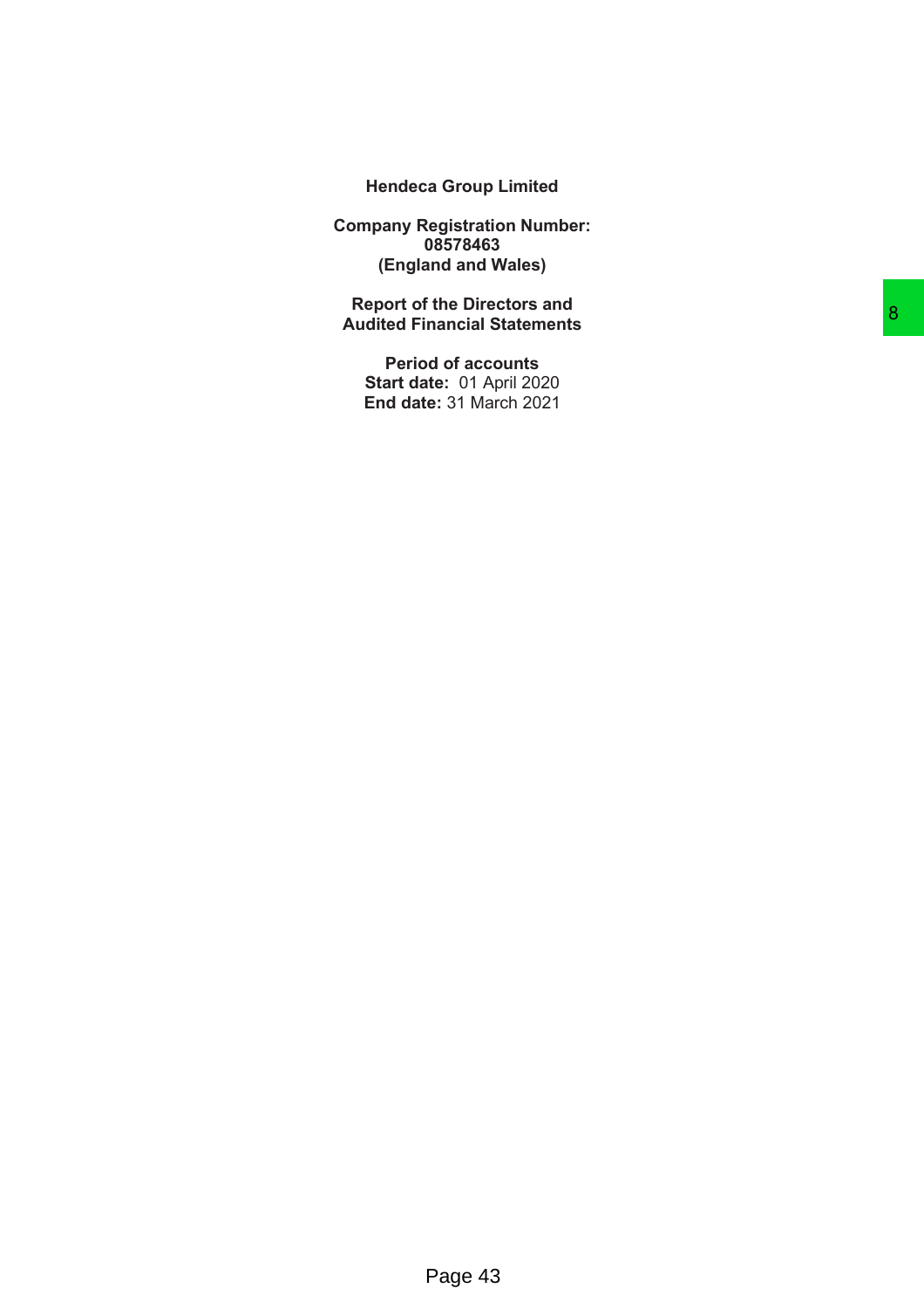# Hendeca Group Limited

**Company Registration Number:**
**08578463**
**(England and Wales)**

**Report of the Directors and**
**Audited Financial Statements**

**Period of accounts**
**Start date:** 01 April 2020
**End date:** 31 March 2021

8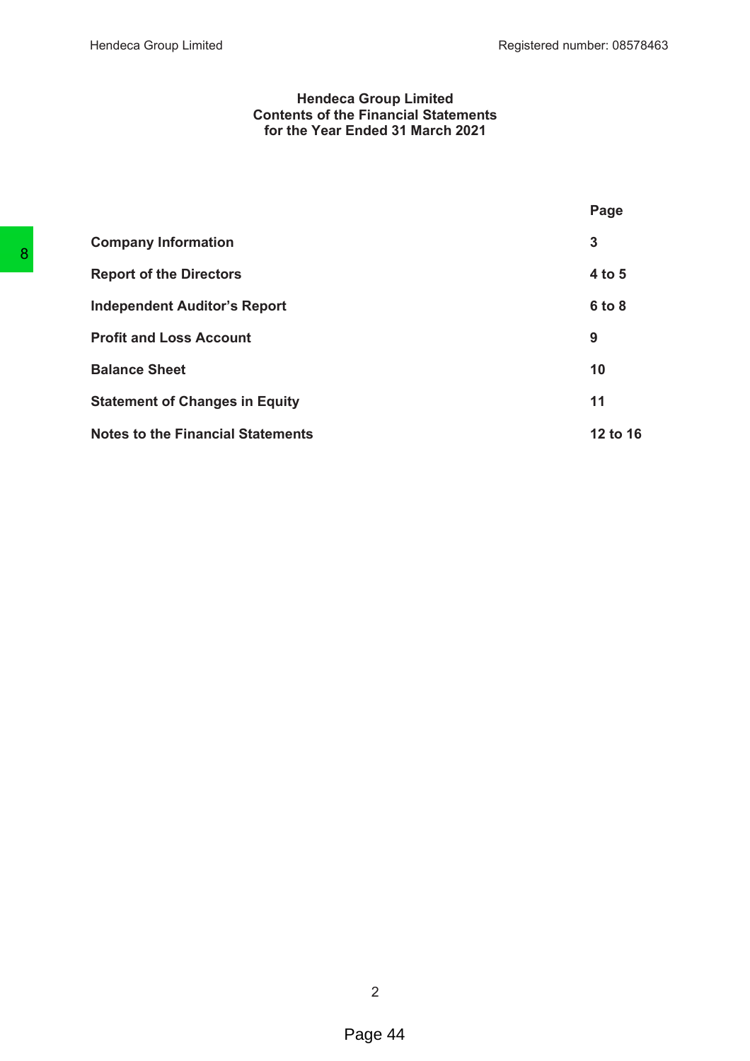# Hendeca Group Limited
## Contents of the Financial Statements
## for the Year Ended 31 March 2021

| | Page |
|---|---|
| **Company Information** | **3** |
| **Report of the Directors** | **4 to 5** |
| **Independent Auditor's Report** | **6 to 8** |
| **Profit and Loss Account** | **9** |
| **Balance Sheet** | **10** |
| **Statement of Changes in Equity** | **11** |
| **Notes to the Financial Statements** | **12 to 16** |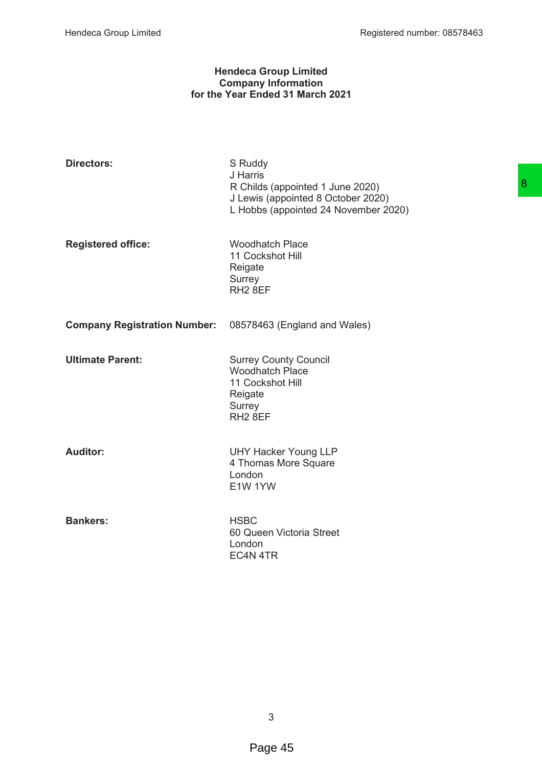# Hendeca Group Limited
## Company Information
## for the Year Ended 31 March 2021

| | |
|---|---|
| **Directors:** | S Ruddy<br>J Harris<br>R Childs (appointed 1 June 2020)<br>J Lewis (appointed 8 October 2020)<br>L Hobbs (appointed 24 November 2020) |
| **Registered office:** | Woodhatch Place<br>11 Cockshot Hill<br>Reigate<br>Surrey<br>RH2 8EF |
| **Company Registration Number:** | 08578463 (England and Wales) |
| **Ultimate Parent:** | Surrey County Council<br>Woodhatch Place<br>11 Cockshot Hill<br>Reigate<br>Surrey<br>RH2 8EF |
| **Auditor:** | UHY Hacker Young LLP<br>4 Thomas More Square<br>London<br>E1W 1YW |
| **Bankers:** | HSBC<br>60 Queen Victoria Street<br>London<br>EC4N 4TR |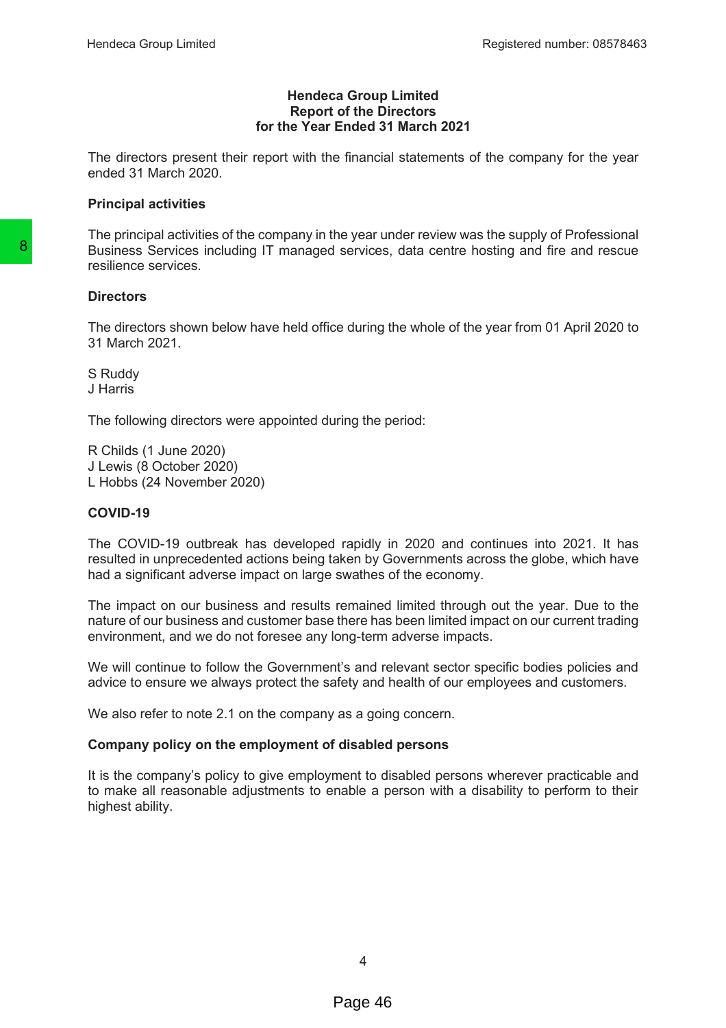# Hendeca Group Limited
## Report of the Directors
## for the Year Ended 31 March 2021

The directors present their report with the financial statements of the company for the year ended 31 March 2020.

**Principal activities**

The principal activities of the company in the year under review was the supply of Professional Business Services including IT managed services, data centre hosting and fire and rescue resilience services.

**Directors**

The directors shown below have held office during the whole of the year from 01 April 2020 to 31 March 2021.

S Ruddy
J Harris

The following directors were appointed during the period:

R Childs (1 June 2020)
J Lewis (8 October 2020)
L Hobbs (24 November 2020)

**COVID-19**

The COVID-19 outbreak has developed rapidly in 2020 and continues into 2021. It has resulted in unprecedented actions being taken by Governments across the globe, which have had a significant adverse impact on large swathes of the economy.

The impact on our business and results remained limited through out the year. Due to the nature of our business and customer base there has been limited impact on our current trading environment, and we do not foresee any long-term adverse impacts.

We will continue to follow the Government's and relevant sector specific bodies policies and advice to ensure we always protect the safety and health of our employees and customers.

We also refer to note 2.1 on the company as a going concern.

**Company policy on the employment of disabled persons**

It is the company's policy to give employment to disabled persons wherever practicable and to make all reasonable adjustments to enable a person with a disability to perform to their highest ability.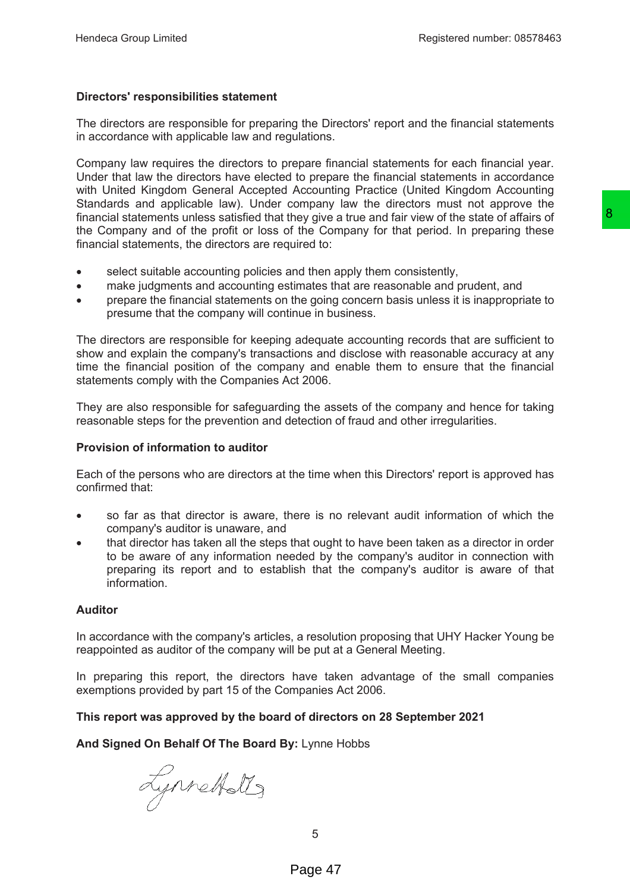**Directors' responsibilities statement**

The directors are responsible for preparing the Directors' report and the financial statements in accordance with applicable law and regulations.

Company law requires the directors to prepare financial statements for each financial year. Under that law the directors have elected to prepare the financial statements in accordance with United Kingdom General Accepted Accounting Practice (United Kingdom Accounting Standards and applicable law). Under company law the directors must not approve the financial statements unless satisfied that they give a true and fair view of the state of affairs of the Company and of the profit or loss of the Company for that period. In preparing these financial statements, the directors are required to:

- select suitable accounting policies and then apply them consistently,
- make judgments and accounting estimates that are reasonable and prudent, and
- prepare the financial statements on the going concern basis unless it is inappropriate to presume that the company will continue in business.

The directors are responsible for keeping adequate accounting records that are sufficient to show and explain the company's transactions and disclose with reasonable accuracy at any time the financial position of the company and enable them to ensure that the financial statements comply with the Companies Act 2006.

They are also responsible for safeguarding the assets of the company and hence for taking reasonable steps for the prevention and detection of fraud and other irregularities.

**Provision of information to auditor**

Each of the persons who are directors at the time when this Directors' report is approved has confirmed that:

- so far as that director is aware, there is no relevant audit information of which the company's auditor is unaware, and
- that director has taken all the steps that ought to have been taken as a director in order to be aware of any information needed by the company's auditor in connection with preparing its report and to establish that the company's auditor is aware of that information.

**Auditor**

In accordance with the company's articles, a resolution proposing that UHY Hacker Young be reappointed as auditor of the company will be put at a General Meeting.

In preparing this report, the directors have taken advantage of the small companies exemptions provided by part 15 of the Companies Act 2006.

**This report was approved by the board of directors on 28 September 2021**

**And Signed On Behalf Of The Board By:** Lynne Hobbs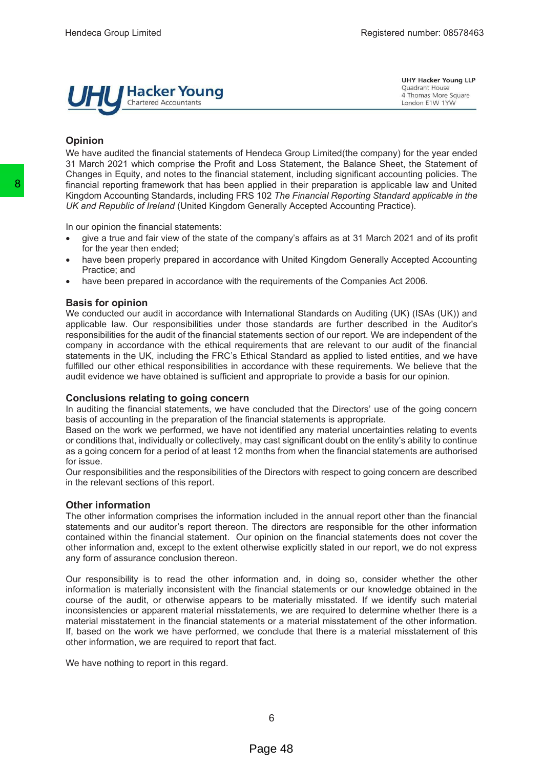UHY Hacker Young
Chartered Accountants

UHY Hacker Young LLP
Quadrant House
4 Thomas More Square
London E1W 1YW

## Opinion

We have audited the financial statements of Hendeca Group Limited(the company) for the year ended 31 March 2021 which comprise the Profit and Loss Statement, the Balance Sheet, the Statement of Changes in Equity, and notes to the financial statement, including significant accounting policies. The financial reporting framework that has been applied in their preparation is applicable law and United Kingdom Accounting Standards, including FRS 102 *The Financial Reporting Standard applicable in the UK and Republic of Ireland* (United Kingdom Generally Accepted Accounting Practice).

In our opinion the financial statements:

- give a true and fair view of the state of the company's affairs as at 31 March 2021 and of its profit for the year then ended;
- have been properly prepared in accordance with United Kingdom Generally Accepted Accounting Practice; and
- have been prepared in accordance with the requirements of the Companies Act 2006.

## Basis for opinion

We conducted our audit in accordance with International Standards on Auditing (UK) (ISAs (UK)) and applicable law. Our responsibilities under those standards are further described in the Auditor's responsibilities for the audit of the financial statements section of our report. We are independent of the company in accordance with the ethical requirements that are relevant to our audit of the financial statements in the UK, including the FRC's Ethical Standard as applied to listed entities, and we have fulfilled our other ethical responsibilities in accordance with these requirements. We believe that the audit evidence we have obtained is sufficient and appropriate to provide a basis for our opinion.

## Conclusions relating to going concern

In auditing the financial statements, we have concluded that the Directors' use of the going concern basis of accounting in the preparation of the financial statements is appropriate.
Based on the work we performed, we have not identified any material uncertainties relating to events or conditions that, individually or collectively, may cast significant doubt on the entity's ability to continue as a going concern for a period of at least 12 months from when the financial statements are authorised for issue.
Our responsibilities and the responsibilities of the Directors with respect to going concern are described in the relevant sections of this report.

## Other information

The other information comprises the information included in the annual report other than the financial statements and our auditor's report thereon. The directors are responsible for the other information contained within the financial statement. Our opinion on the financial statements does not cover the other information and, except to the extent otherwise explicitly stated in our report, we do not express any form of assurance conclusion thereon.

Our responsibility is to read the other information and, in doing so, consider whether the other information is materially inconsistent with the financial statements or our knowledge obtained in the course of the audit, or otherwise appears to be materially misstated. If we identify such material inconsistencies or apparent material misstatements, we are required to determine whether there is a material misstatement in the financial statements or a material misstatement of the other information. If, based on the work we have performed, we conclude that there is a material misstatement of this other information, we are required to report that fact.

We have nothing to report in this regard.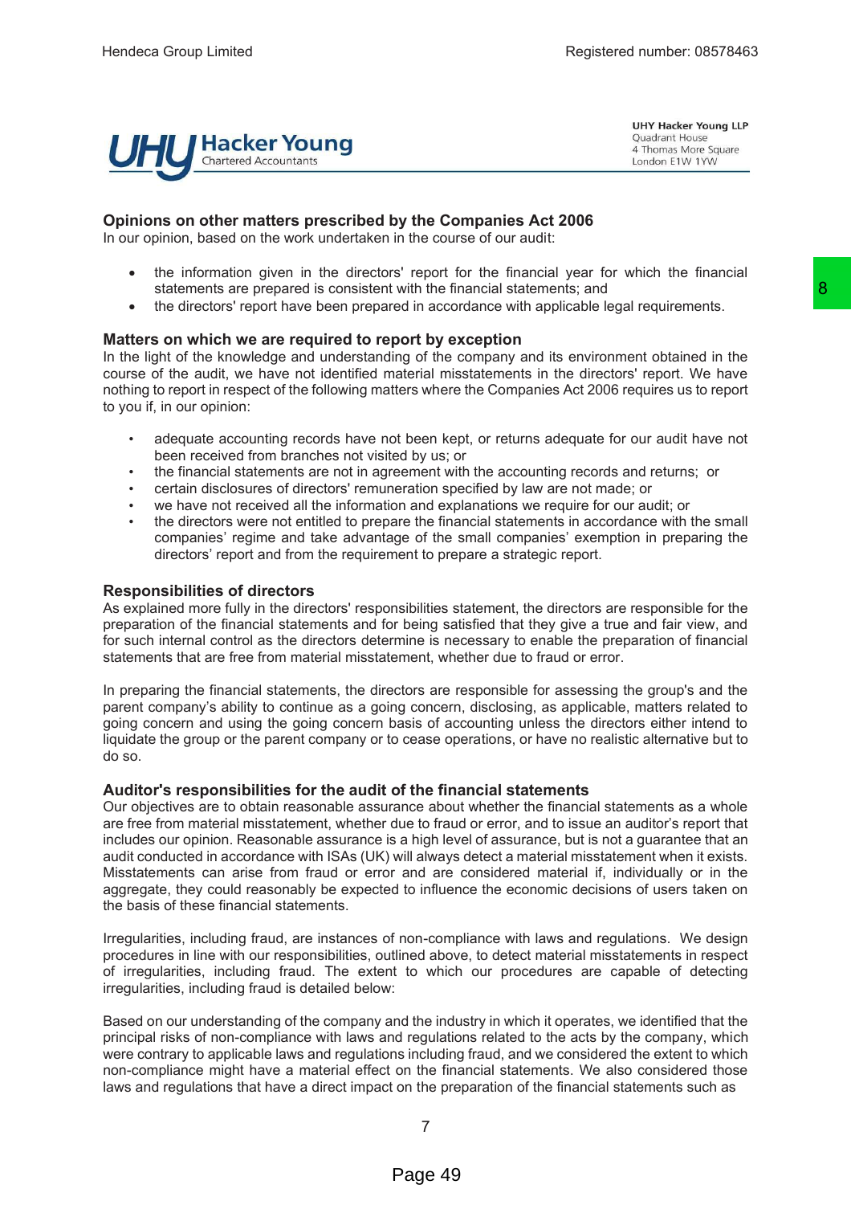## Opinions on other matters prescribed by the Companies Act 2006

In our opinion, based on the work undertaken in the course of our audit:

- the information given in the directors' report for the financial year for which the financial statements are prepared is consistent with the financial statements; and
- the directors' report have been prepared in accordance with applicable legal requirements.

## Matters on which we are required to report by exception

In the light of the knowledge and understanding of the company and its environment obtained in the course of the audit, we have not identified material misstatements in the directors' report. We have nothing to report in respect of the following matters where the Companies Act 2006 requires us to report to you if, in our opinion:

- adequate accounting records have not been kept, or returns adequate for our audit have not been received from branches not visited by us; or
- the financial statements are not in agreement with the accounting records and returns; or
- certain disclosures of directors' remuneration specified by law are not made; or
- we have not received all the information and explanations we require for our audit; or
- the directors were not entitled to prepare the financial statements in accordance with the small companies' regime and take advantage of the small companies' exemption in preparing the directors' report and from the requirement to prepare a strategic report.

## Responsibilities of directors

As explained more fully in the directors' responsibilities statement, the directors are responsible for the preparation of the financial statements and for being satisfied that they give a true and fair view, and for such internal control as the directors determine is necessary to enable the preparation of financial statements that are free from material misstatement, whether due to fraud or error.

In preparing the financial statements, the directors are responsible for assessing the group's and the parent company's ability to continue as a going concern, disclosing, as applicable, matters related to going concern and using the going concern basis of accounting unless the directors either intend to liquidate the group or the parent company or to cease operations, or have no realistic alternative but to do so.

## Auditor's responsibilities for the audit of the financial statements

Our objectives are to obtain reasonable assurance about whether the financial statements as a whole are free from material misstatement, whether due to fraud or error, and to issue an auditor's report that includes our opinion. Reasonable assurance is a high level of assurance, but is not a guarantee that an audit conducted in accordance with ISAs (UK) will always detect a material misstatement when it exists. Misstatements can arise from fraud or error and are considered material if, individually or in the aggregate, they could reasonably be expected to influence the economic decisions of users taken on the basis of these financial statements.

Irregularities, including fraud, are instances of non-compliance with laws and regulations. We design procedures in line with our responsibilities, outlined above, to detect material misstatements in respect of irregularities, including fraud. The extent to which our procedures are capable of detecting irregularities, including fraud is detailed below:

Based on our understanding of the company and the industry in which it operates, we identified that the principal risks of non-compliance with laws and regulations related to the acts by the company, which were contrary to applicable laws and regulations including fraud, and we considered the extent to which non-compliance might have a material effect on the financial statements. We also considered those laws and regulations that have a direct impact on the preparation of the financial statements such as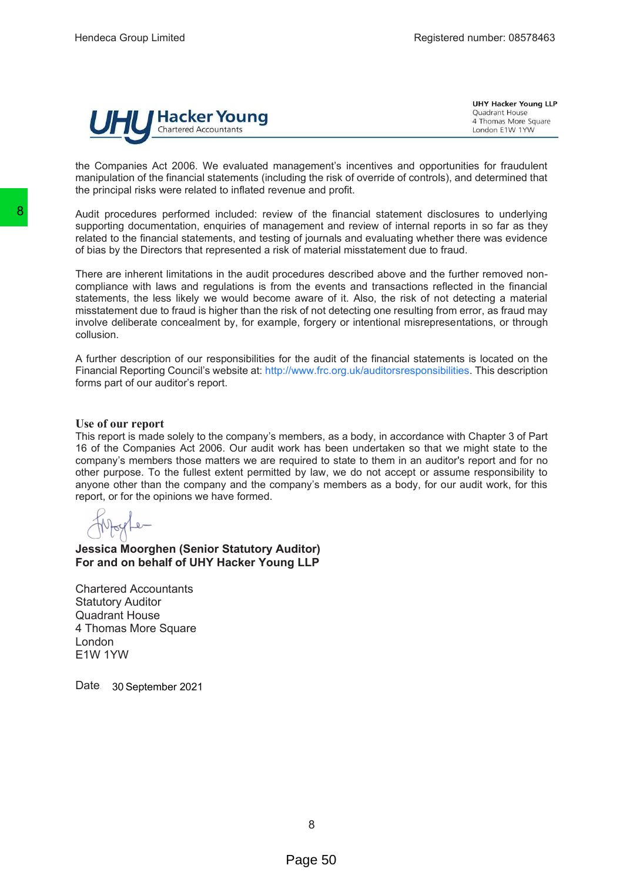the Companies Act 2006. We evaluated management's incentives and opportunities for fraudulent manipulation of the financial statements (including the risk of override of controls), and determined that the principal risks were related to inflated revenue and profit.

Audit procedures performed included: review of the financial statement disclosures to underlying supporting documentation, enquiries of management and review of internal reports in so far as they related to the financial statements, and testing of journals and evaluating whether there was evidence of bias by the Directors that represented a risk of material misstatement due to fraud.

There are inherent limitations in the audit procedures described above and the further removed non-compliance with laws and regulations is from the events and transactions reflected in the financial statements, the less likely we would become aware of it. Also, the risk of not detecting a material misstatement due to fraud is higher than the risk of not detecting one resulting from error, as fraud may involve deliberate concealment by, for example, forgery or intentional misrepresentations, or through collusion.

A further description of our responsibilities for the audit of the financial statements is located on the Financial Reporting Council's website at: http://www.frc.org.uk/auditorsresponsibilities. This description forms part of our auditor's report.

## Use of our report

This report is made solely to the company's members, as a body, in accordance with Chapter 3 of Part 16 of the Companies Act 2006. Our audit work has been undertaken so that we might state to the company's members those matters we are required to state to them in an auditor's report and for no other purpose. To the fullest extent permitted by law, we do not accept or assume responsibility to anyone other than the company and the company's members as a body, for our audit work, for this report, or for the opinions we have formed.

**Jessica Moorghen (Senior Statutory Auditor)**
**For and on behalf of UHY Hacker Young LLP**

Chartered Accountants
Statutory Auditor
Quadrant House
4 Thomas More Square
London
E1W 1YW

Date 30 September 2021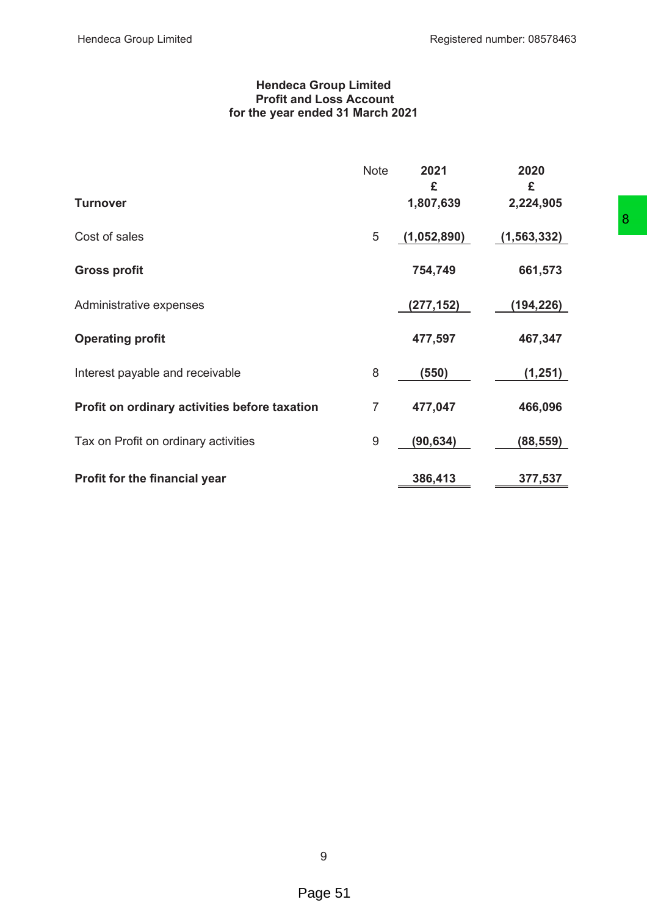# Hendeca Group Limited
## Profit and Loss Account
### for the year ended 31 March 2021

| | Note | 2021 £ | 2020 £ |
|---|---|---|---|
| **Turnover** | | 1,807,639 | 2,224,905 |
| Cost of sales | 5 | (1,052,890) | (1,563,332) |
| **Gross profit** | | 754,749 | 661,573 |
| Administrative expenses | | (277,152) | (194,226) |
| **Operating profit** | | 477,597 | 467,347 |
| Interest payable and receivable | 8 | (550) | (1,251) |
| **Profit on ordinary activities before taxation** | 7 | 477,047 | 466,096 |
| Tax on Profit on ordinary activities | 9 | (90,634) | (88,559) |
| **Profit for the financial year** | | 386,413 | 377,537 |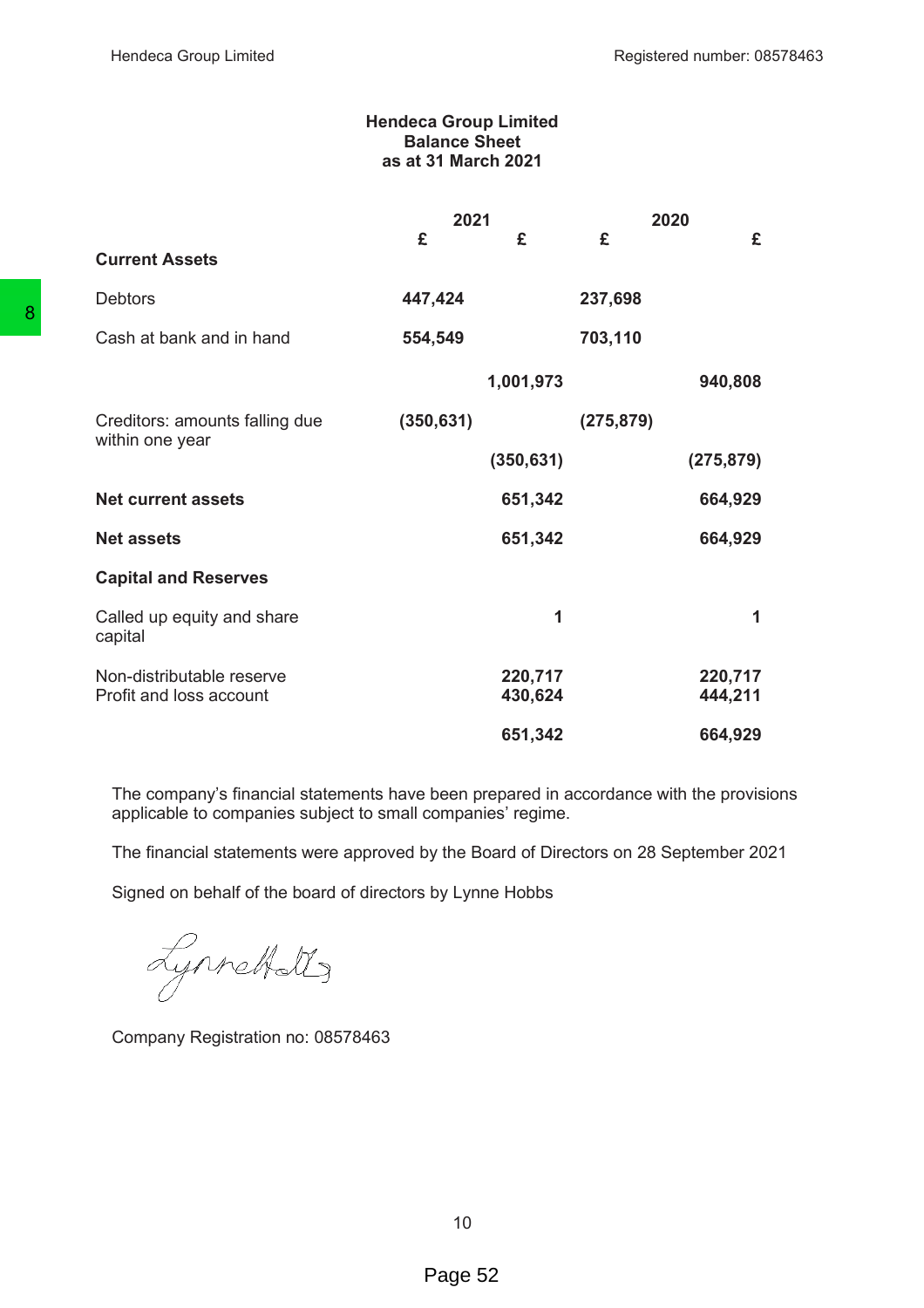# Hendeca Group Limited
## Balance Sheet
### as at 31 March 2021

| | 2021 | | 2020 | |
|---|---|---|---|---|
| | £ | £ | £ | £ |
| **Current Assets** | | | | |
| Debtors | **447,424** | | **237,698** | |
| Cash at bank and in hand | **554,549** | | **703,110** | |
| | | **1,001,973** | | **940,808** |
| Creditors: amounts falling due within one year | **(350,631)** | | **(275,879)** | |
| | | **(350,631)** | | **(275,879)** |
| **Net current assets** | | **651,342** | | **664,929** |
| **Net assets** | | **651,342** | | **664,929** |
| **Capital and Reserves** | | | | |
| Called up equity and share capital | | **1** | | **1** |
| Non-distributable reserve | | **220,717** | | **220,717** |
| Profit and loss account | | **430,624** | | **444,211** |
| | | **651,342** | | **664,929** |

The company's financial statements have been prepared in accordance with the provisions applicable to companies subject to small companies' regime.

The financial statements were approved by the Board of Directors on 28 September 2021

Signed on behalf of the board of directors by Lynne Hobbs

Company Registration no: 08578463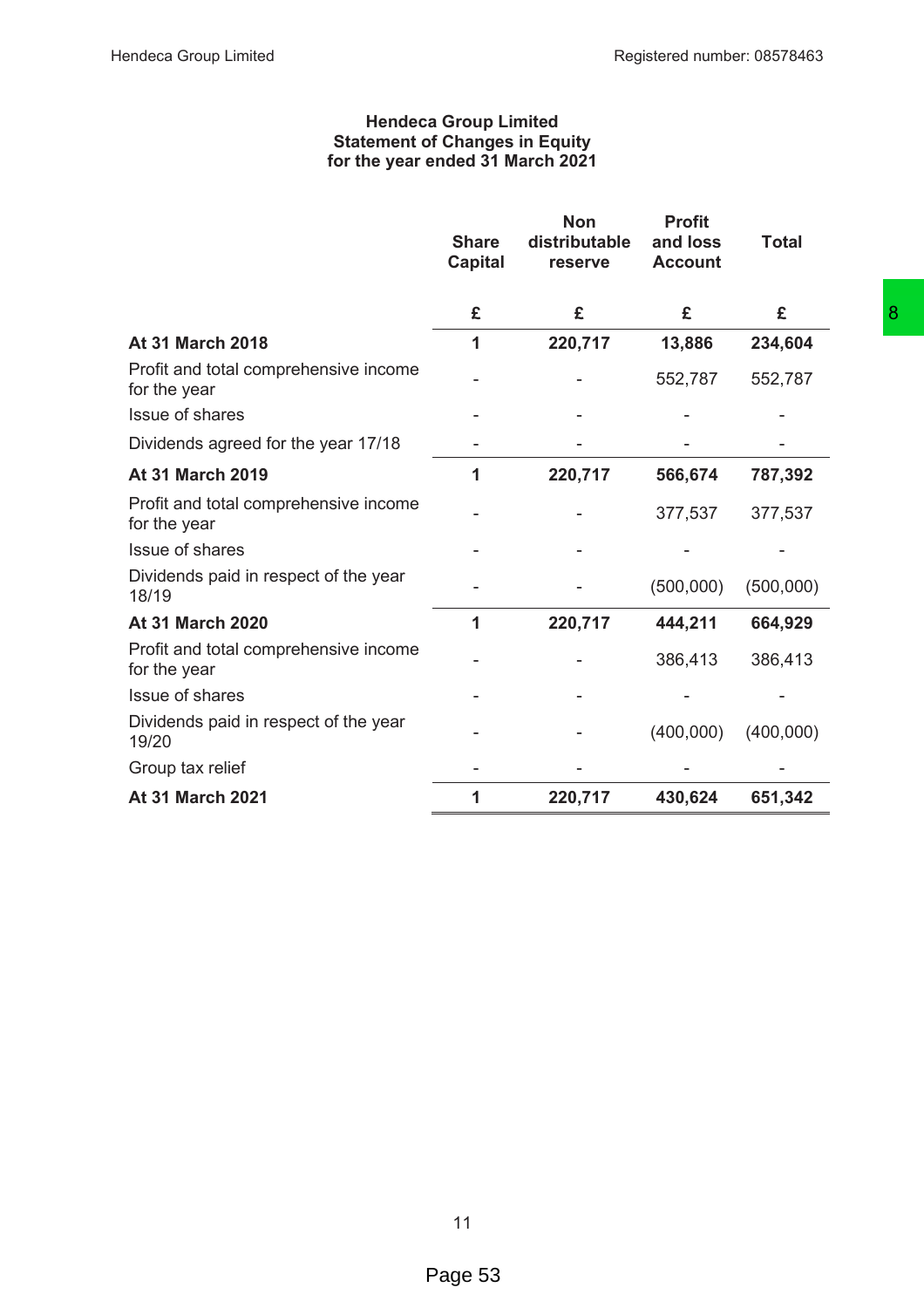# Hendeca Group Limited
## Statement of Changes in Equity
### for the year ended 31 March 2021

| | Share Capital | Non distributable reserve | Profit and loss Account | Total |
|---|---|---|---|---|
| | £ | £ | £ | £ |
| **At 31 March 2018** | **1** | **220,717** | **13,886** | **234,604** |
| Profit and total comprehensive income for the year | - | - | 552,787 | 552,787 |
| Issue of shares | - | - | - | - |
| Dividends agreed for the year 17/18 | - | - | - | - |
| **At 31 March 2019** | **1** | **220,717** | **566,674** | **787,392** |
| Profit and total comprehensive income for the year | - | - | 377,537 | 377,537 |
| Issue of shares | - | - | - | - |
| Dividends paid in respect of the year 18/19 | - | - | (500,000) | (500,000) |
| **At 31 March 2020** | **1** | **220,717** | **444,211** | **664,929** |
| Profit and total comprehensive income for the year | - | - | 386,413 | 386,413 |
| Issue of shares | - | - | - | - |
| Dividends paid in respect of the year 19/20 | - | - | (400,000) | (400,000) |
| Group tax relief | - | - | - | - |
| **At 31 March 2021** | **1** | **220,717** | **430,624** | **651,342** |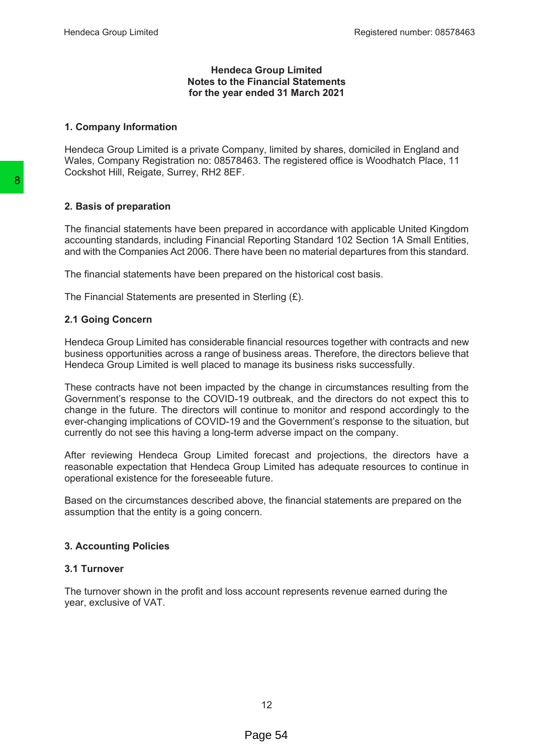# Hendeca Group Limited
## Notes to the Financial Statements
## for the year ended 31 March 2021

### 1. Company Information

Hendeca Group Limited is a private Company, limited by shares, domiciled in England and Wales, Company Registration no: 08578463. The registered office is Woodhatch Place, 11 Cockshot Hill, Reigate, Surrey, RH2 8EF.

### 2. Basis of preparation

The financial statements have been prepared in accordance with applicable United Kingdom accounting standards, including Financial Reporting Standard 102 Section 1A Small Entities, and with the Companies Act 2006. There have been no material departures from this standard.

The financial statements have been prepared on the historical cost basis.

The Financial Statements are presented in Sterling (£).

### 2.1 Going Concern

Hendeca Group Limited has considerable financial resources together with contracts and new business opportunities across a range of business areas. Therefore, the directors believe that Hendeca Group Limited is well placed to manage its business risks successfully.

These contracts have not been impacted by the change in circumstances resulting from the Government's response to the COVID-19 outbreak, and the directors do not expect this to change in the future. The directors will continue to monitor and respond accordingly to the ever-changing implications of COVID-19 and the Government's response to the situation, but currently do not see this having a long-term adverse impact on the company.

After reviewing Hendeca Group Limited forecast and projections, the directors have a reasonable expectation that Hendeca Group Limited has adequate resources to continue in operational existence for the foreseeable future.

Based on the circumstances described above, the financial statements are prepared on the assumption that the entity is a going concern.

### 3. Accounting Policies

### 3.1 Turnover

The turnover shown in the profit and loss account represents revenue earned during the year, exclusive of VAT.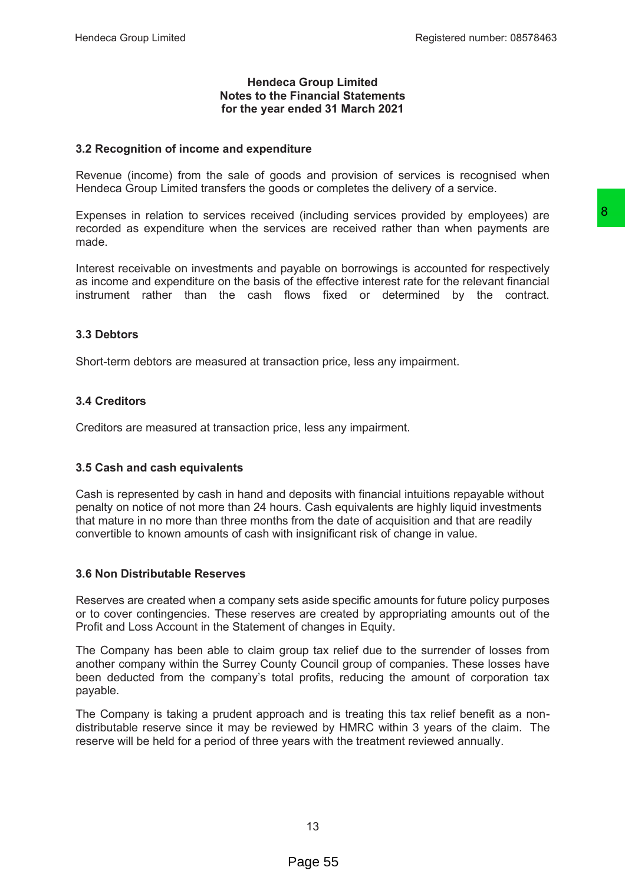# Hendeca Group Limited
## Notes to the Financial Statements
## for the year ended 31 March 2021

### 3.2 Recognition of income and expenditure

Revenue (income) from the sale of goods and provision of services is recognised when Hendeca Group Limited transfers the goods or completes the delivery of a service.

Expenses in relation to services received (including services provided by employees) are recorded as expenditure when the services are received rather than when payments are made.

Interest receivable on investments and payable on borrowings is accounted for respectively as income and expenditure on the basis of the effective interest rate for the relevant financial instrument rather than the cash flows fixed or determined by the contract.

### 3.3 Debtors

Short-term debtors are measured at transaction price, less any impairment.

### 3.4 Creditors

Creditors are measured at transaction price, less any impairment.

### 3.5 Cash and cash equivalents

Cash is represented by cash in hand and deposits with financial intuitions repayable without penalty on notice of not more than 24 hours. Cash equivalents are highly liquid investments that mature in no more than three months from the date of acquisition and that are readily convertible to known amounts of cash with insignificant risk of change in value.

### 3.6 Non Distributable Reserves

Reserves are created when a company sets aside specific amounts for future policy purposes or to cover contingencies. These reserves are created by appropriating amounts out of the Profit and Loss Account in the Statement of changes in Equity.

The Company has been able to claim group tax relief due to the surrender of losses from another company within the Surrey County Council group of companies. These losses have been deducted from the company's total profits, reducing the amount of corporation tax payable.

The Company is taking a prudent approach and is treating this tax relief benefit as a non-distributable reserve since it may be reviewed by HMRC within 3 years of the claim. The reserve will be held for a period of three years with the treatment reviewed annually.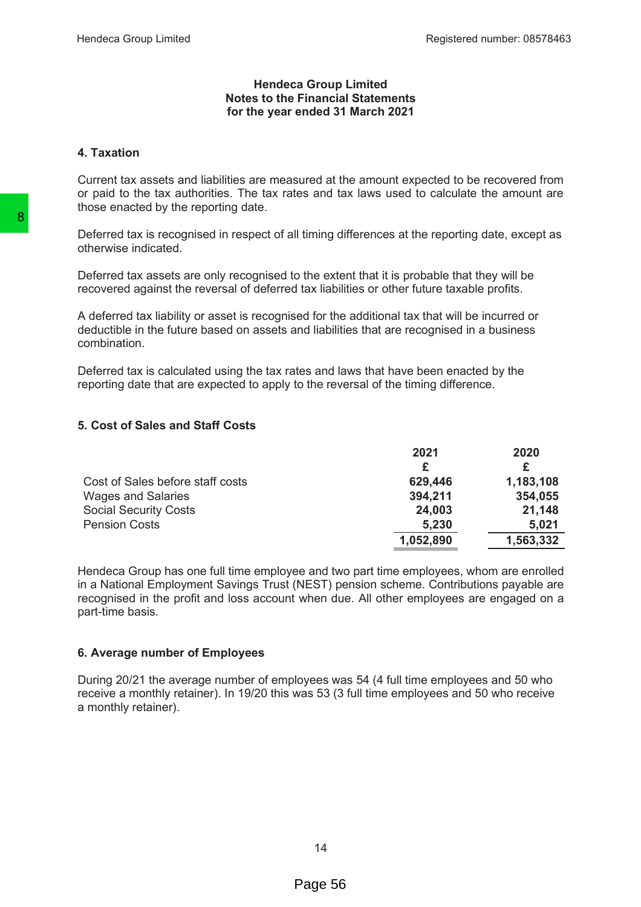# Hendeca Group Limited
## Notes to the Financial Statements
## for the year ended 31 March 2021

### 4. Taxation

Current tax assets and liabilities are measured at the amount expected to be recovered from or paid to the tax authorities. The tax rates and tax laws used to calculate the amount are those enacted by the reporting date.

Deferred tax is recognised in respect of all timing differences at the reporting date, except as otherwise indicated.

Deferred tax assets are only recognised to the extent that it is probable that they will be recovered against the reversal of deferred tax liabilities or other future taxable profits.

A deferred tax liability or asset is recognised for the additional tax that will be incurred or deductible in the future based on assets and liabilities that are recognised in a business combination.

Deferred tax is calculated using the tax rates and laws that have been enacted by the reporting date that are expected to apply to the reversal of the timing difference.

### 5. Cost of Sales and Staff Costs

| | 2021 | 2020 |
|---|---|---|
| | £ | £ |
| Cost of Sales before staff costs | 629,446 | 1,183,108 |
| Wages and Salaries | 394,211 | 354,055 |
| Social Security Costs | 24,003 | 21,148 |
| Pension Costs | 5,230 | 5,021 |
| | 1,052,890 | 1,563,332 |

Hendeca Group has one full time employee and two part time employees, whom are enrolled in a National Employment Savings Trust (NEST) pension scheme. Contributions payable are recognised in the profit and loss account when due. All other employees are engaged on a part-time basis.

### 6. Average number of Employees

During 20/21 the average number of employees was 54 (4 full time employees and 50 who receive a monthly retainer). In 19/20 this was 53 (3 full time employees and 50 who receive a monthly retainer).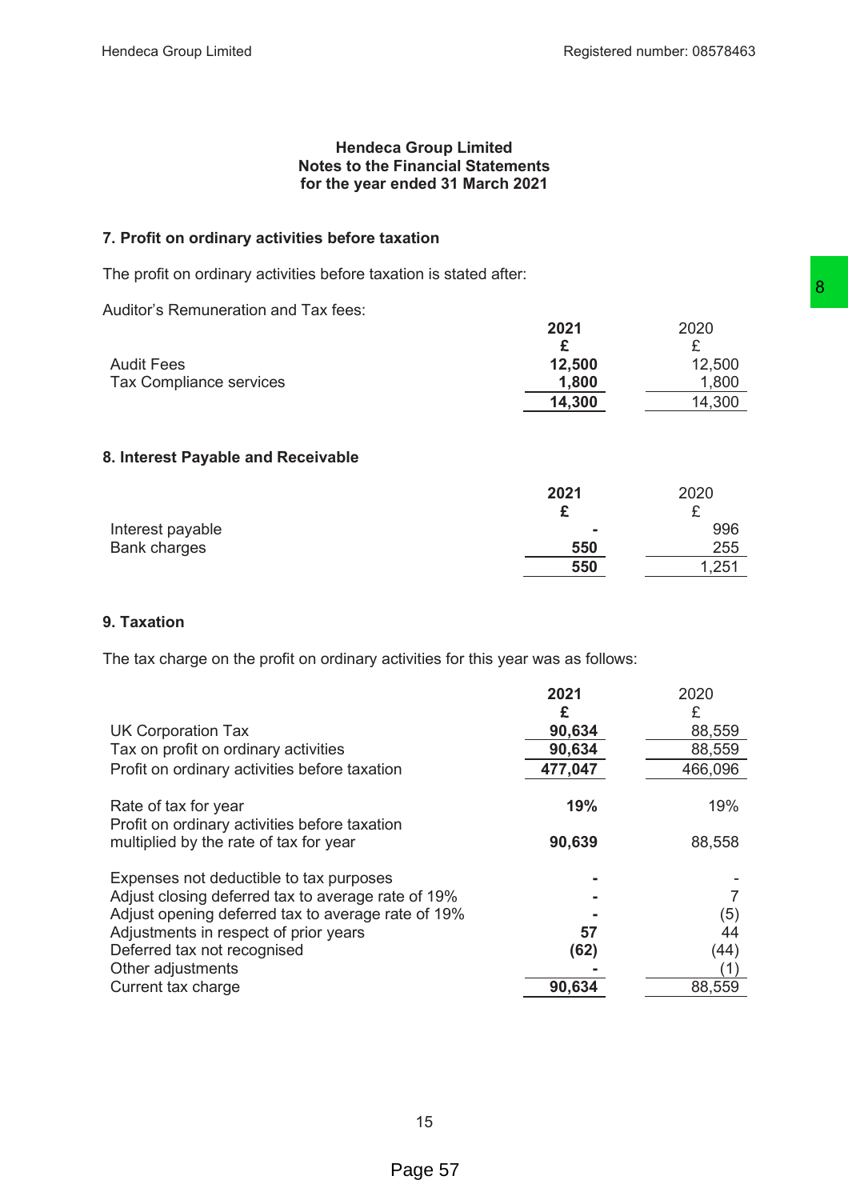# Hendeca Group Limited
## Notes to the Financial Statements
## for the year ended 31 March 2021

### 7. Profit on ordinary activities before taxation

The profit on ordinary activities before taxation is stated after:

Auditor's Remuneration and Tax fees:

| | **2021** | 2020 |
|---|---|---|
| | **£** | £ |
| Audit Fees | **12,500** | 12,500 |
| Tax Compliance services | **1,800** | 1,800 |
| | **14,300** | 14,300 |

### 8. Interest Payable and Receivable

| | **2021** | 2020 |
|---|---|---|
| | **£** | £ |
| Interest payable | **-** | 996 |
| Bank charges | **550** | 255 |
| | **550** | 1,251 |

### 9. Taxation

The tax charge on the profit on ordinary activities for this year was as follows:

| | **2021** | 2020 |
|---|---|---|
| | **£** | £ |
| UK Corporation Tax | **90,634** | 88,559 |
| Tax on profit on ordinary activities | **90,634** | 88,559 |
| Profit on ordinary activities before taxation | **477,047** | 466,096 |
| | | |
| Rate of tax for year | **19%** | 19% |
| Profit on ordinary activities before taxation multiplied by the rate of tax for year | **90,639** | 88,558 |
| | | |
| Expenses not deductible to tax purposes | **-** | - |
| Adjust closing deferred tax to average rate of 19% | **-** | 7 |
| Adjust opening deferred tax to average rate of 19% | **-** | (5) |
| Adjustments in respect of prior years | **57** | 44 |
| Deferred tax not recognised | **(62)** | (44) |
| Other adjustments | **-** | (1) |
| Current tax charge | **90,634** | 88,559 |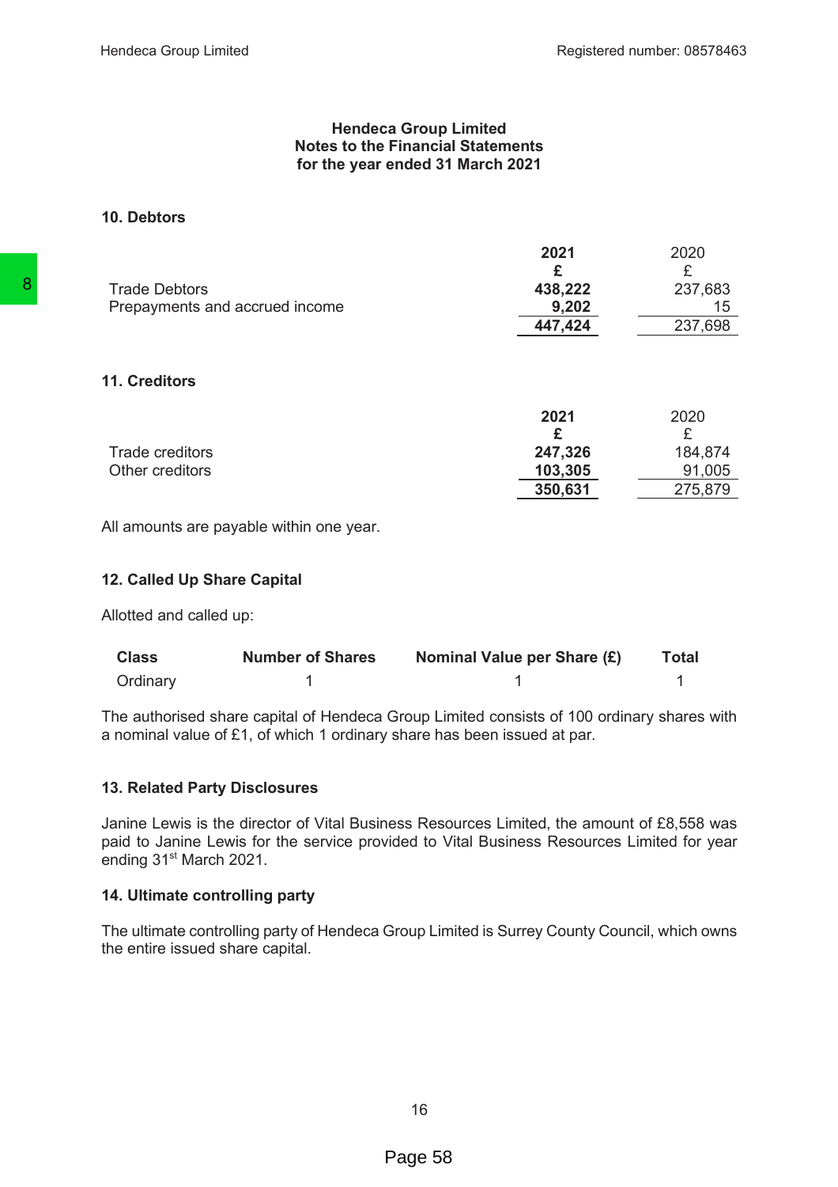Hendeca Group Limited
Notes to the Financial Statements
for the year ended 31 March 2021

## 10. Debtors

| | 2021 | 2020 |
|---|---|---|
| | £ | £ |
| Trade Debtors | 438,222 | 237,683 |
| Prepayments and accrued income | 9,202 | 15 |
| | 447,424 | 237,698 |

## 11. Creditors

| | 2021 | 2020 |
|---|---|---|
| | £ | £ |
| Trade creditors | 247,326 | 184,874 |
| Other creditors | 103,305 | 91,005 |
| | 350,631 | 275,879 |

All amounts are payable within one year.

## 12. Called Up Share Capital

Allotted and called up:

| Class | Number of Shares | Nominal Value per Share (£) | Total |
|---|---|---|---|
| Ordinary | 1 | 1 | 1 |

The authorised share capital of Hendeca Group Limited consists of 100 ordinary shares with a nominal value of £1, of which 1 ordinary share has been issued at par.

## 13. Related Party Disclosures

Janine Lewis is the director of Vital Business Resources Limited, the amount of £8,558 was paid to Janine Lewis for the service provided to Vital Business Resources Limited for year ending 31st March 2021.

## 14. Ultimate controlling party

The ultimate controlling party of Hendeca Group Limited is Surrey County Council, which owns the entire issued share capital.